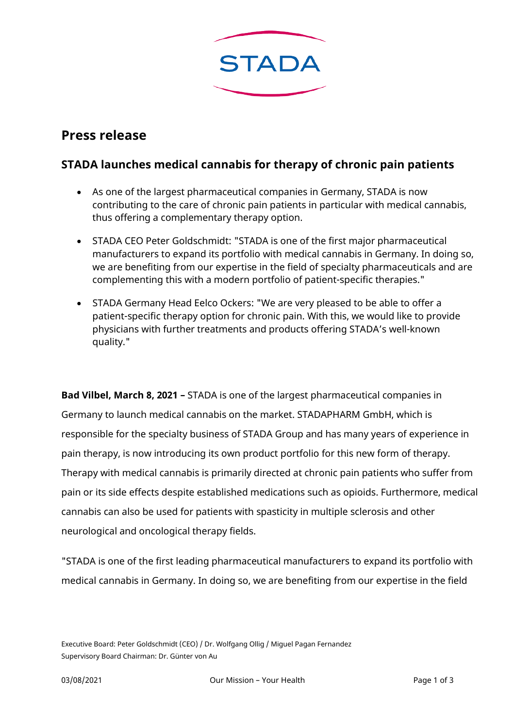# Press release

## STADA launches medical cannabis for therapy of chronic pain patients

- As one of the largest pharmaceutical companies in Germany, STADA is now contributing to the care of chronic pain patients in particular with medical cannabis, thus offering a complementary therapy option.
- STADA CEO Peter Goldschmidt: "STADA is one of the first major pharmaceutical manufacturers to expand its portfolio with medical cannabis in Germany. In doing so, we are benefiting from our expertise in the field of specialty pharmaceuticals and are complementing this with a modern portfolio of patient-specific therapies."
- STADA Germany Head Eelco Ockers: "We are very pleased to be able to offer a patient-specific therapy option for chronic pain. With this, we would like to provide physicians with further treatments and products offering STADA's well-known quality."

**Bad Vilbel, March 8, 2021 –** STADA is one of the largest pharmaceutical companies in Germany to launch medical cannabis on the market. STADAPHARM GmbH, which is responsible for the specialty business of STADA Group and has many years of experience in pain therapy, is now introducing its own product portfolio for this new form of therapy. Therapy with medical cannabis is primarily directed at chronic pain patients who suffer from pain or its side effects despite established medications such as opioids. Furthermore, medical cannabis can also be used for patients with spasticity in multiple sclerosis and other neurological and oncological therapy fields.

"STADA is one of the first leading pharmaceutical manufacturers to expand its portfolio with medical cannabis in Germany. In doing so, we are benefiting from our expertise in the field

Executive Board: Peter Goldschmidt (CEO) / Dr. Wolfgang Ollig / Miguel Pagan Fernandez
Supervisory Board Chairman: Dr. Günter von Au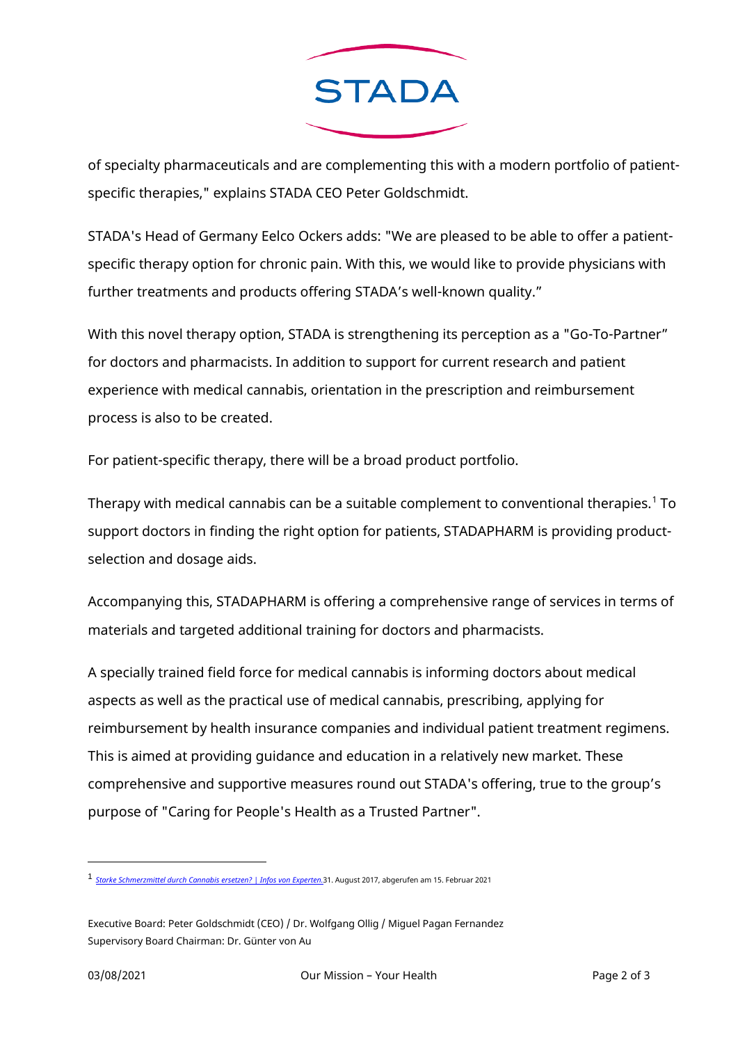of specialty pharmaceuticals and are complementing this with a modern portfolio of patient-specific therapies," explains STADA CEO Peter Goldschmidt.

STADA's Head of Germany Eelco Ockers adds: "We are pleased to be able to offer a patient-specific therapy option for chronic pain. With this, we would like to provide physicians with further treatments and products offering STADA's well-known quality."

With this novel therapy option, STADA is strengthening its perception as a "Go-To-Partner" for doctors and pharmacists. In addition to support for current research and patient experience with medical cannabis, orientation in the prescription and reimbursement process is also to be created.

For patient-specific therapy, there will be a broad product portfolio.

Therapy with medical cannabis can be a suitable complement to conventional therapies.[1] To support doctors in finding the right option for patients, STADAPHARM is providing product-selection and dosage aids.

Accompanying this, STADAPHARM is offering a comprehensive range of services in terms of materials and targeted additional training for doctors and pharmacists.

A specially trained field force for medical cannabis is informing doctors about medical aspects as well as the practical use of medical cannabis, prescribing, applying for reimbursement by health insurance companies and individual patient treatment regimens. This is aimed at providing guidance and education in a relatively new market. These comprehensive and supportive measures round out STADA's offering, true to the group's purpose of "Caring for People's Health as a Trusted Partner".

---

[1] *Starke Schmerzmittel durch Cannabis ersetzen? | Infos von Experten.* 31. August 2017, abgerufen am 15. Februar 2021

Executive Board: Peter Goldschmidt (CEO) / Dr. Wolfgang Ollig / Miguel Pagan Fernandez
Supervisory Board Chairman: Dr. Günter von Au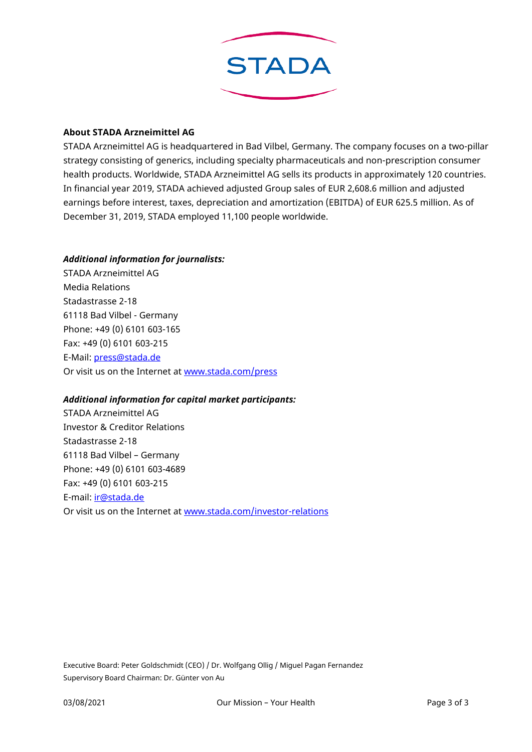**About STADA Arzneimittel AG**

STADA Arzneimittel AG is headquartered in Bad Vilbel, Germany. The company focuses on a two-pillar strategy consisting of generics, including specialty pharmaceuticals and non-prescription consumer health products. Worldwide, STADA Arzneimittel AG sells its products in approximately 120 countries. In financial year 2019, STADA achieved adjusted Group sales of EUR 2,608.6 million and adjusted earnings before interest, taxes, depreciation and amortization (EBITDA) of EUR 625.5 million. As of December 31, 2019, STADA employed 11,100 people worldwide.

***Additional information for journalists:***

STADA Arzneimittel AG
Media Relations
Stadastrasse 2-18
61118 Bad Vilbel - Germany
Phone: +49 (0) 6101 603-165
Fax: +49 (0) 6101 603-215
E-Mail: press@stada.de
Or visit us on the Internet at www.stada.com/press

***Additional information for capital market participants:***

STADA Arzneimittel AG
Investor & Creditor Relations
Stadastrasse 2-18
61118 Bad Vilbel – Germany
Phone: +49 (0) 6101 603-4689
Fax: +49 (0) 6101 603-215
E-mail: ir@stada.de
Or visit us on the Internet at www.stada.com/investor-relations

Executive Board: Peter Goldschmidt (CEO) / Dr. Wolfgang Ollig / Miguel Pagan Fernandez
Supervisory Board Chairman: Dr. Günter von Au